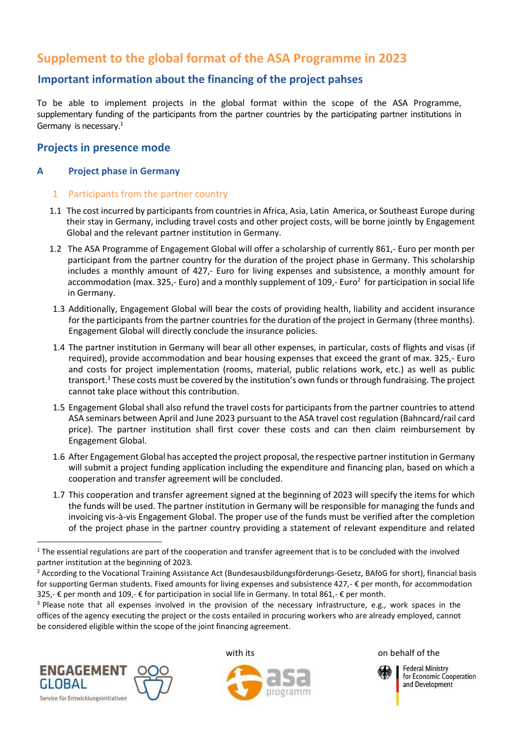# Supplement to the global format of the ASA Programme in 2023

## Important information about the financing of the project pahses

To be able to implement projects in the global format within the scope of the ASA Programme, supplementary funding of the participants from the partner countries by the participating partner institutions in Germany is necessary.[1]

## Projects in presence mode

### A Project phase in Germany

#### 1 Participants from the partner country

1.1 The cost incurred by participants from countries in Africa, Asia, Latin America, or Southeast Europe during their stay in Germany, including travel costs and other project costs, will be borne jointly by Engagement Global and the relevant partner institution in Germany.

1.2 The ASA Programme of Engagement Global will offer a scholarship of currently 861,- Euro per month per participant from the partner country for the duration of the project phase in Germany. This scholarship includes a monthly amount of 427,- Euro for living expenses and subsistence, a monthly amount for accommodation (max. 325,- Euro) and a monthly supplement of 109,- Euro[2] for participation in social life in Germany.

1.3 Additionally, Engagement Global will bear the costs of providing health, liability and accident insurance for the participants from the partner countries for the duration of the project in Germany (three months). Engagement Global will directly conclude the insurance policies.

1.4 The partner institution in Germany will bear all other expenses, in particular, costs of flights and visas (if required), provide accommodation and bear housing expenses that exceed the grant of max. 325,- Euro and costs for project implementation (rooms, material, public relations work, etc.) as well as public transport.[3] These costs must be covered by the institution's own funds or through fundraising. The project cannot take place without this contribution.

1.5 Engagement Global shall also refund the travel costs for participants from the partner countries to attend ASA seminars between April and June 2023 pursuant to the ASA travel cost regulation (Bahncard/rail card price). The partner institution shall first cover these costs and can then claim reimbursement by Engagement Global.

1.6 After Engagement Global has accepted the project proposal, the respective partner institution in Germany will submit a project funding application including the expenditure and financing plan, based on which a cooperation and transfer agreement will be concluded.

1.7 This cooperation and transfer agreement signed at the beginning of 2023 will specify the items for which the funds will be used. The partner institution in Germany will be responsible for managing the funds and invoicing vis-à-vis Engagement Global. The proper use of the funds must be verified after the completion of the project phase in the partner country providing a statement of relevant expenditure and related

---

[1] The essential regulations are part of the cooperation and transfer agreement that is to be concluded with the involved partner institution at the beginning of 2023.

[2] According to the Vocational Training Assistance Act (Bundesausbildungsförderungs-Gesetz, BAföG for short), financial basis for supporting German students. Fixed amounts for living expenses and subsistence 427,- € per month, for accommodation 325,- € per month and 109,- € for participation in social life in Germany. In total 861,- € per month.

[3] Please note that all expenses involved in the provision of the necessary infrastructure, e.g., work spaces in the offices of the agency executing the project or the costs entailed in procuring workers who are already employed, cannot be considered eligible within the scope of the joint financing agreement.

ENGAGEMENT GLOBAL Service für Entwicklungsinitiativen — with its asa programm — on behalf of the Federal Ministry for Economic Cooperation and Development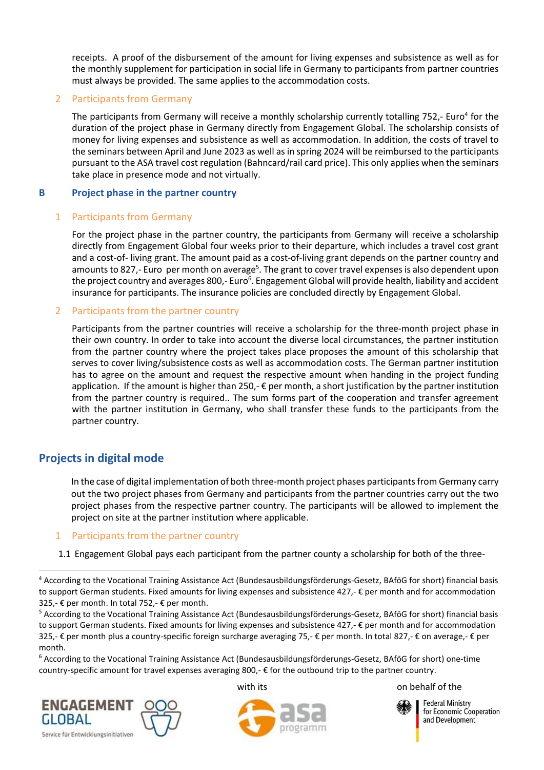receipts. A proof of the disbursement of the amount for living expenses and subsistence as well as for the monthly supplement for participation in social life in Germany to participants from partner countries must always be provided. The same applies to the accommodation costs.

### 2 Participants from Germany

The participants from Germany will receive a monthly scholarship currently totalling 752,- Euro[4] for the duration of the project phase in Germany directly from Engagement Global. The scholarship consists of money for living expenses and subsistence as well as accommodation. In addition, the costs of travel to the seminars between April and June 2023 as well as in spring 2024 will be reimbursed to the participants pursuant to the ASA travel cost regulation (Bahncard/rail card price). This only applies when the seminars take place in presence mode and not virtually.

## B Project phase in the partner country

### 1 Participants from Germany

For the project phase in the partner country, the participants from Germany will receive a scholarship directly from Engagement Global four weeks prior to their departure, which includes a travel cost grant and a cost-of- living grant. The amount paid as a cost-of-living grant depends on the partner country and amounts to 827,- Euro per month on average[5]. The grant to cover travel expenses is also dependent upon the project country and averages 800,- Euro[6]. Engagement Global will provide health, liability and accident insurance for participants. The insurance policies are concluded directly by Engagement Global.

### 2 Participants from the partner country

Participants from the partner countries will receive a scholarship for the three-month project phase in their own country. In order to take into account the diverse local circumstances, the partner institution from the partner country where the project takes place proposes the amount of this scholarship that serves to cover living/subsistence costs as well as accommodation costs. The German partner institution has to agree on the amount and request the respective amount when handing in the project funding application. If the amount is higher than 250,- € per month, a short justification by the partner institution from the partner country is required.. The sum forms part of the cooperation and transfer agreement with the partner institution in Germany, who shall transfer these funds to the participants from the partner country.

## Projects in digital mode

In the case of digital implementation of both three-month project phases participants from Germany carry out the two project phases from Germany and participants from the partner countries carry out the two project phases from the respective partner country. The participants will be allowed to implement the project on site at the partner institution where applicable.

### 1 Participants from the partner country

1.1 Engagement Global pays each participant from the partner county a scholarship for both of the three-

---

[4] According to the Vocational Training Assistance Act (Bundesausbildungsförderungs-Gesetz, BAföG for short) financial basis to support German students. Fixed amounts for living expenses and subsistence 427,- € per month and for accommodation 325,- € per month. In total 752,- € per month.

[5] According to the Vocational Training Assistance Act (Bundesausbildungsförderungs-Gesetz, BAföG for short) financial basis to support German students. Fixed amounts for living expenses and subsistence 427,- € per month and for accommodation 325,- € per month plus a country-specific foreign surcharge averaging 75,- € per month. In total 827,- € on average,- € per month.

[6] According to the Vocational Training Assistance Act (Bundesausbildungsförderungs-Gesetz, BAföG for short) one-time country-specific amount for travel expenses averaging 800,- € for the outbound trip to the partner country.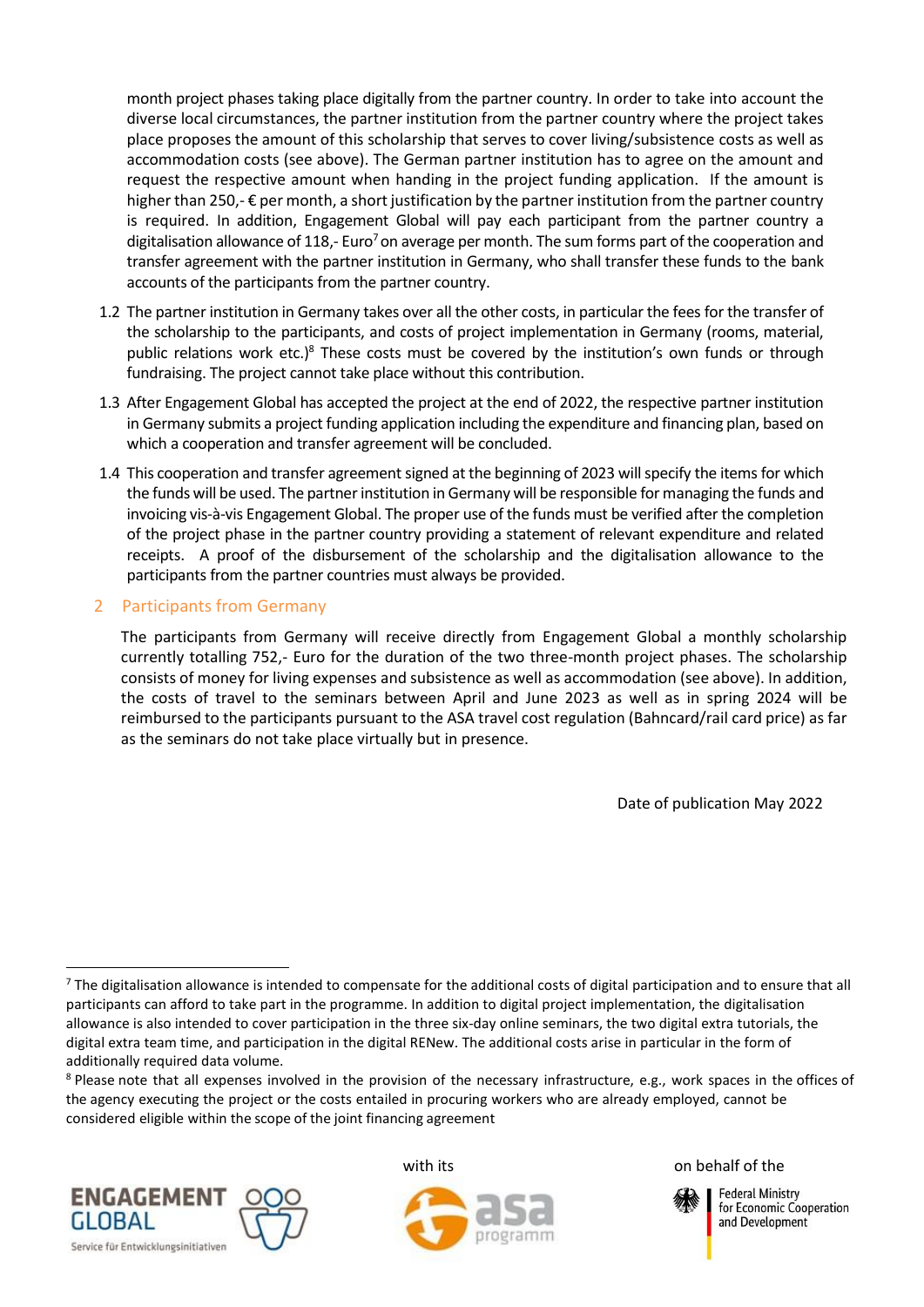month project phases taking place digitally from the partner country. In order to take into account the diverse local circumstances, the partner institution from the partner country where the project takes place proposes the amount of this scholarship that serves to cover living/subsistence costs as well as accommodation costs (see above). The German partner institution has to agree on the amount and request the respective amount when handing in the project funding application. If the amount is higher than 250,- € per month, a short justification by the partner institution from the partner country is required. In addition, Engagement Global will pay each participant from the partner country a digitalisation allowance of 118,- Euro[7] on average per month. The sum forms part of the cooperation and transfer agreement with the partner institution in Germany, who shall transfer these funds to the bank accounts of the participants from the partner country.

1.2 The partner institution in Germany takes over all the other costs, in particular the fees for the transfer of the scholarship to the participants, and costs of project implementation in Germany (rooms, material, public relations work etc.)[8] These costs must be covered by the institution's own funds or through fundraising. The project cannot take place without this contribution.

1.3 After Engagement Global has accepted the project at the end of 2022, the respective partner institution in Germany submits a project funding application including the expenditure and financing plan, based on which a cooperation and transfer agreement will be concluded.

1.4 This cooperation and transfer agreement signed at the beginning of 2023 will specify the items for which the funds will be used. The partner institution in Germany will be responsible for managing the funds and invoicing vis-à-vis Engagement Global. The proper use of the funds must be verified after the completion of the project phase in the partner country providing a statement of relevant expenditure and related receipts. A proof of the disbursement of the scholarship and the digitalisation allowance to the participants from the partner countries must always be provided.

## 2 Participants from Germany

The participants from Germany will receive directly from Engagement Global a monthly scholarship currently totalling 752,- Euro for the duration of the two three-month project phases. The scholarship consists of money for living expenses and subsistence as well as accommodation (see above). In addition, the costs of travel to the seminars between April and June 2023 as well as in spring 2024 will be reimbursed to the participants pursuant to the ASA travel cost regulation (Bahncard/rail card price) as far as the seminars do not take place virtually but in presence.

Date of publication May 2022

---

[7] The digitalisation allowance is intended to compensate for the additional costs of digital participation and to ensure that all participants can afford to take part in the programme. In addition to digital project implementation, the digitalisation allowance is also intended to cover participation in the three six-day online seminars, the two digital extra tutorials, the digital extra team time, and participation in the digital RENew. The additional costs arise in particular in the form of additionally required data volume.

[8] Please note that all expenses involved in the provision of the necessary infrastructure, e.g., work spaces in the offices of the agency executing the project or the costs entailed in procuring workers who are already employed, cannot be considered eligible within the scope of the joint financing agreement

ENGAGEMENT GLOBAL – Service für Entwicklungsinitiativen

with its

asa programm

on behalf of the

Federal Ministry for Economic Cooperation and Development